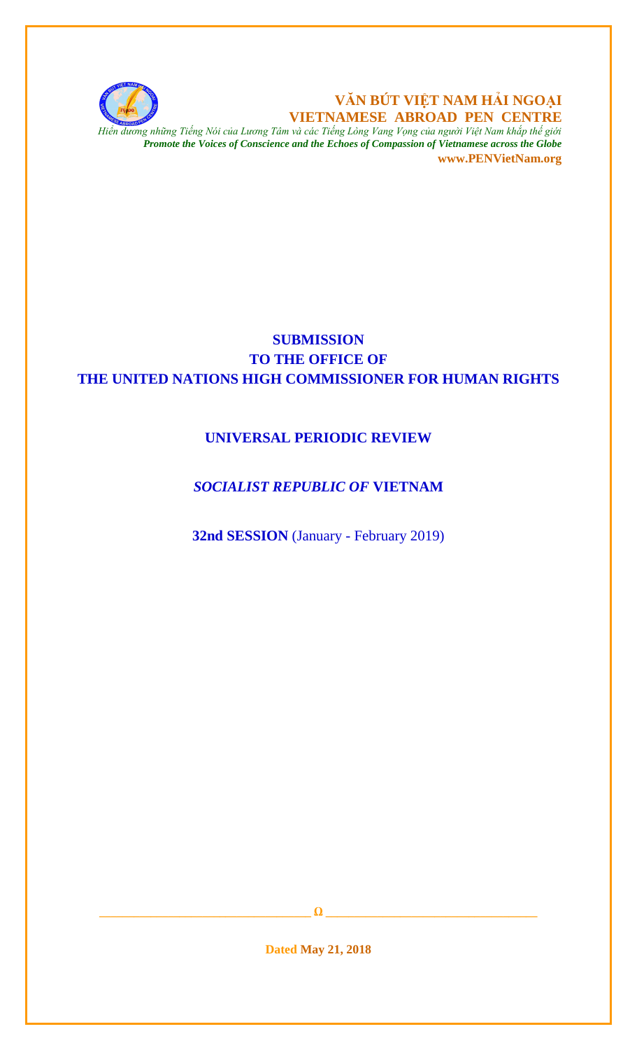**VĂN BÚT VIỆT NAM HẢI NGOẠI**
**VIETNAMESE ABROAD PEN CENTRE**

*Hiển dương những Tiếng Nói của Lương Tâm và các Tiếng Lòng Vang Vọng của người Việt Nam khắp thế giới*
***Promote the Voices of Conscience and the Echoes of Compassion of Vietnamese across the Globe***
**www.PENVietNam.org**

# SUBMISSION
# TO THE OFFICE OF
# THE UNITED NATIONS HIGH COMMISSIONER FOR HUMAN RIGHTS

## UNIVERSAL PERIODIC REVIEW

## *SOCIALIST REPUBLIC OF* VIETNAM

**32nd SESSION** (January - February 2019)

Ω

**Dated May 21, 2018**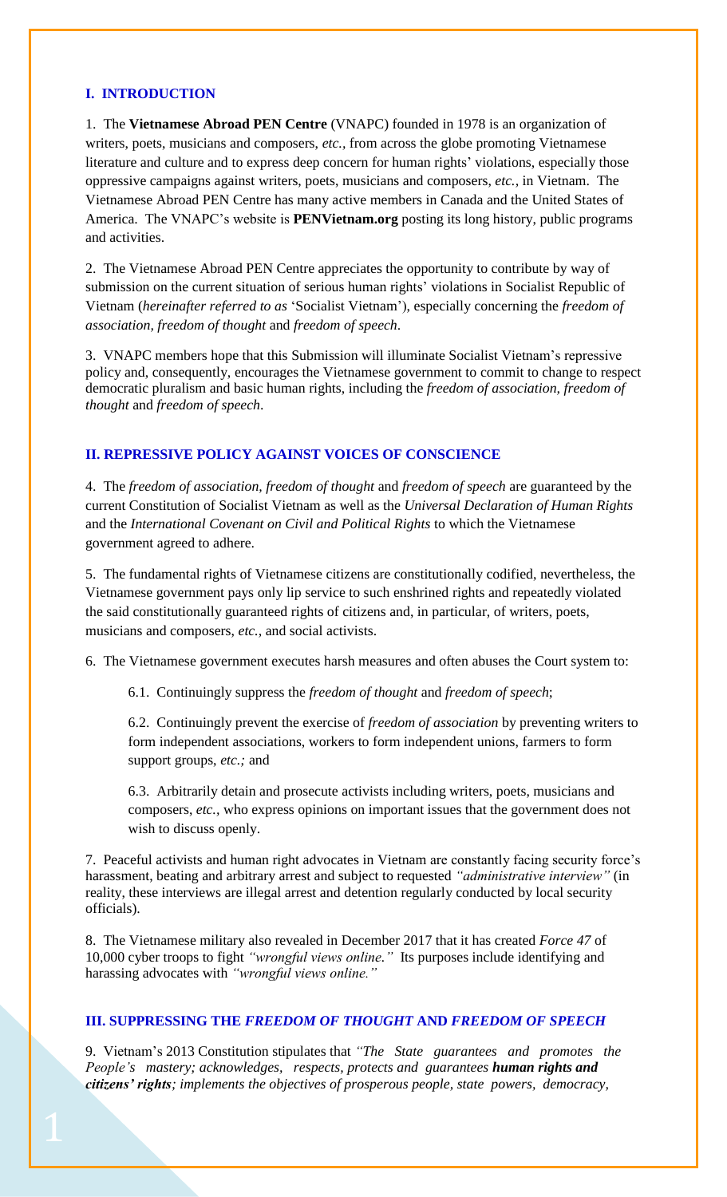## I. INTRODUCTION

1. The **Vietnamese Abroad PEN Centre** (VNAPC) founded in 1978 is an organization of writers, poets, musicians and composers, *etc.*, from across the globe promoting Vietnamese literature and culture and to express deep concern for human rights' violations, especially those oppressive campaigns against writers, poets, musicians and composers, *etc.*, in Vietnam. The Vietnamese Abroad PEN Centre has many active members in Canada and the United States of America. The VNAPC's website is **PENVietnam.org** posting its long history, public programs and activities.

2. The Vietnamese Abroad PEN Centre appreciates the opportunity to contribute by way of submission on the current situation of serious human rights' violations in Socialist Republic of Vietnam (*hereinafter referred to as* 'Socialist Vietnam'), especially concerning the *freedom of association, freedom of thought* and *freedom of speech*.

3. VNAPC members hope that this Submission will illuminate Socialist Vietnam's repressive policy and, consequently, encourages the Vietnamese government to commit to change to respect democratic pluralism and basic human rights, including the *freedom of association, freedom of thought* and *freedom of speech*.

## II. REPRESSIVE POLICY AGAINST VOICES OF CONSCIENCE

4. The *freedom of association, freedom of thought* and *freedom of speech* are guaranteed by the current Constitution of Socialist Vietnam as well as the *Universal Declaration of Human Rights* and the *International Covenant on Civil and Political Rights* to which the Vietnamese government agreed to adhere.

5. The fundamental rights of Vietnamese citizens are constitutionally codified, nevertheless, the Vietnamese government pays only lip service to such enshrined rights and repeatedly violated the said constitutionally guaranteed rights of citizens and, in particular, of writers, poets, musicians and composers, *etc.*, and social activists.

6. The Vietnamese government executes harsh measures and often abuses the Court system to:

6.1. Continuingly suppress the *freedom of thought* and *freedom of speech*;

6.2. Continuingly prevent the exercise of *freedom of association* by preventing writers to form independent associations, workers to form independent unions, farmers to form support groups, *etc.;* and

6.3. Arbitrarily detain and prosecute activists including writers, poets, musicians and composers, *etc.*, who express opinions on important issues that the government does not wish to discuss openly.

7. Peaceful activists and human right advocates in Vietnam are constantly facing security force's harassment, beating and arbitrary arrest and subject to requested *"administrative interview"* (in reality, these interviews are illegal arrest and detention regularly conducted by local security officials).

8. The Vietnamese military also revealed in December 2017 that it has created *Force 47* of 10,000 cyber troops to fight *"wrongful views online."* Its purposes include identifying and harassing advocates with *"wrongful views online."*

## III. SUPPRESSING THE *FREEDOM OF THOUGHT* AND *FREEDOM OF SPEECH*

9. Vietnam's 2013 Constitution stipulates that *"The State guarantees and promotes the People's mastery; acknowledges, respects, protects and guarantees **human rights and citizens' rights**; implements the objectives of prosperous people, state powers, democracy,*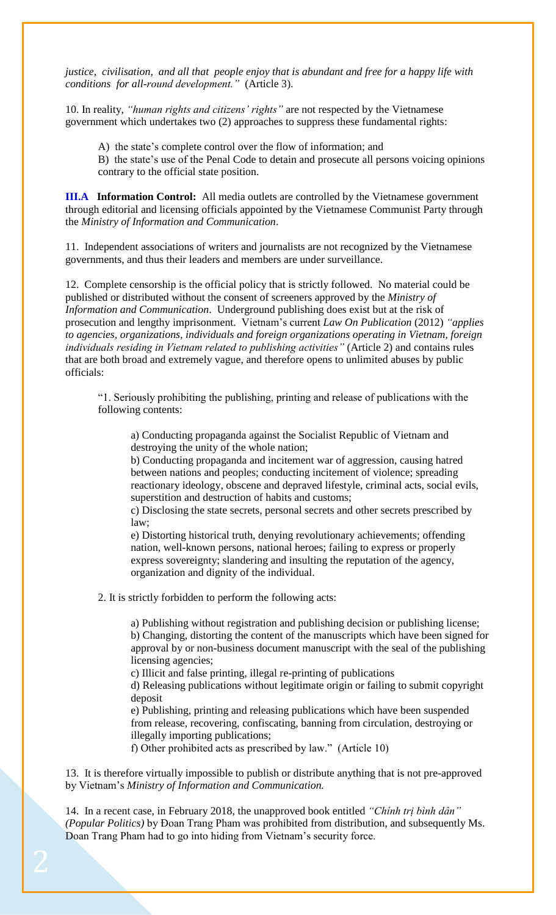*justice, civilisation, and all that people enjoy that is abundant and free for a happy life with conditions for all-round development."* (Article 3).

10. In reality, *"human rights and citizens' rights"* are not respected by the Vietnamese government which undertakes two (2) approaches to suppress these fundamental rights:

A) the state's complete control over the flow of information; and

B) the state's use of the Penal Code to detain and prosecute all persons voicing opinions contrary to the official state position.

**III.A Information Control:** All media outlets are controlled by the Vietnamese government through editorial and licensing officials appointed by the Vietnamese Communist Party through the *Ministry of Information and Communication*.

11. Independent associations of writers and journalists are not recognized by the Vietnamese governments, and thus their leaders and members are under surveillance.

12. Complete censorship is the official policy that is strictly followed. No material could be published or distributed without the consent of screeners approved by the *Ministry of Information and Communication*. Underground publishing does exist but at the risk of prosecution and lengthy imprisonment. Vietnam's current *Law On Publication* (2012) *"applies to agencies, organizations, individuals and foreign organizations operating in Vietnam, foreign individuals residing in Vietnam related to publishing activities"* (Article 2) and contains rules that are both broad and extremely vague, and therefore opens to unlimited abuses by public officials:

> "1. Seriously prohibiting the publishing, printing and release of publications with the following contents:
>
> a) Conducting propaganda against the Socialist Republic of Vietnam and destroying the unity of the whole nation;
>
> b) Conducting propaganda and incitement war of aggression, causing hatred between nations and peoples; conducting incitement of violence; spreading reactionary ideology, obscene and depraved lifestyle, criminal acts, social evils, superstition and destruction of habits and customs;
>
> c) Disclosing the state secrets, personal secrets and other secrets prescribed by law;
>
> e) Distorting historical truth, denying revolutionary achievements; offending nation, well-known persons, national heroes; failing to express or properly express sovereignty; slandering and insulting the reputation of the agency, organization and dignity of the individual.
>
> 2. It is strictly forbidden to perform the following acts:
>
> a) Publishing without registration and publishing decision or publishing license;
>
> b) Changing, distorting the content of the manuscripts which have been signed for approval by or non-business document manuscript with the seal of the publishing licensing agencies;
>
> c) Illicit and false printing, illegal re-printing of publications
>
> d) Releasing publications without legitimate origin or failing to submit copyright deposit
>
> e) Publishing, printing and releasing publications which have been suspended from release, recovering, confiscating, banning from circulation, destroying or illegally importing publications;
>
> f) Other prohibited acts as prescribed by law." (Article 10)

13. It is therefore virtually impossible to publish or distribute anything that is not pre-approved by Vietnam's *Ministry of Information and Communication.*

14. In a recent case, in February 2018, the unapproved book entitled *"Chính trị bình dân" (Popular Politics)* by Đoan Trang Pham was prohibited from distribution, and subsequently Ms. Doan Trang Pham had to go into hiding from Vietnam's security force.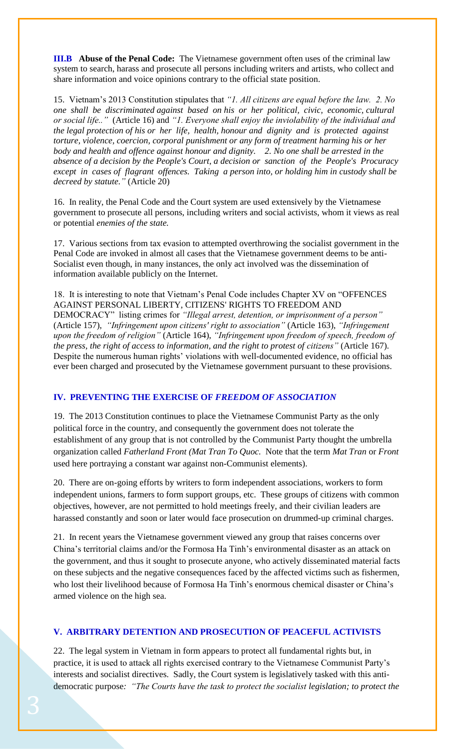**III.B Abuse of the Penal Code:** The Vietnamese government often uses of the criminal law system to search, harass and prosecute all persons including writers and artists, who collect and share information and voice opinions contrary to the official state position.

15. Vietnam's 2013 Constitution stipulates that *"1. All citizens are equal before the law. 2. No one shall be discriminated against based on his or her political, civic, economic, cultural or social life.."* (Article 16) and *"1. Everyone shall enjoy the inviolability of the individual and the legal protection of his or her life, health, honour and dignity and is protected against torture, violence, coercion, corporal punishment or any form of treatment harming his or her body and health and offence against honour and dignity. 2. No one shall be arrested in the absence of a decision by the People's Court, a decision or sanction of the People's Procuracy except in cases of flagrant offences. Taking a person into, or holding him in custody shall be decreed by statute."* (Article 20)

16. In reality, the Penal Code and the Court system are used extensively by the Vietnamese government to prosecute all persons, including writers and social activists, whom it views as real or potential *enemies of the state.*

17. Various sections from tax evasion to attempted overthrowing the socialist government in the Penal Code are invoked in almost all cases that the Vietnamese government deems to be anti-Socialist even though, in many instances, the only act involved was the dissemination of information available publicly on the Internet.

18. It is interesting to note that Vietnam's Penal Code includes Chapter XV on "OFFENCES AGAINST PERSONAL LIBERTY, CITIZENS' RIGHTS TO FREEDOM AND DEMOCRACY" listing crimes for *"Illegal arrest, detention, or imprisonment of a person"* (Article 157), *"Infringement upon citizens' right to association"* (Article 163), *"Infringement upon the freedom of religion"* (Article 164), *"Infringement upon freedom of speech, freedom of the press, the right of access to information, and the right to protest of citizens"* (Article 167). Despite the numerous human rights' violations with well-documented evidence, no official has ever been charged and prosecuted by the Vietnamese government pursuant to these provisions.

## IV. PREVENTING THE EXERCISE OF *FREEDOM OF ASSOCIATION*

19. The 2013 Constitution continues to place the Vietnamese Communist Party as the only political force in the country, and consequently the government does not tolerate the establishment of any group that is not controlled by the Communist Party thought the umbrella organization called *Fatherland Front (Mat Tran To Quoc.* Note that the term *Mat Tran* or *Front* used here portraying a constant war against non-Communist elements).

20. There are on-going efforts by writers to form independent associations, workers to form independent unions, farmers to form support groups, etc. These groups of citizens with common objectives, however, are not permitted to hold meetings freely, and their civilian leaders are harassed constantly and soon or later would face prosecution on drummed-up criminal charges.

21. In recent years the Vietnamese government viewed any group that raises concerns over China's territorial claims and/or the Formosa Ha Tinh's environmental disaster as an attack on the government, and thus it sought to prosecute anyone, who actively disseminated material facts on these subjects and the negative consequences faced by the affected victims such as fishermen, who lost their livelihood because of Formosa Ha Tinh's enormous chemical disaster or China's armed violence on the high sea.

## V. ARBITRARY DETENTION AND PROSECUTION OF PEACEFUL ACTIVISTS

22. The legal system in Vietnam in form appears to protect all fundamental rights but, in practice, it is used to attack all rights exercised contrary to the Vietnamese Communist Party's interests and socialist directives. Sadly, the Court system is legislatively tasked with this anti-democratic purpose*: "The Courts have the task to protect the socialist legislation; to protect the*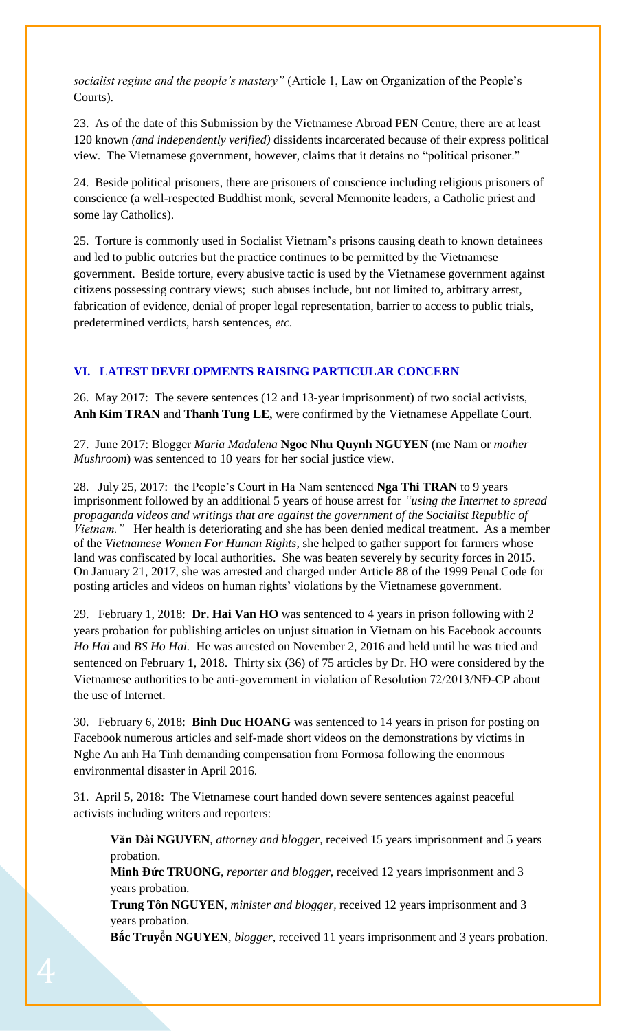*socialist regime and the people's mastery"* (Article 1, Law on Organization of the People's Courts).

23. As of the date of this Submission by the Vietnamese Abroad PEN Centre, there are at least 120 known *(and independently verified)* dissidents incarcerated because of their express political view. The Vietnamese government, however, claims that it detains no "political prisoner."

24. Beside political prisoners, there are prisoners of conscience including religious prisoners of conscience (a well-respected Buddhist monk, several Mennonite leaders, a Catholic priest and some lay Catholics).

25. Torture is commonly used in Socialist Vietnam's prisons causing death to known detainees and led to public outcries but the practice continues to be permitted by the Vietnamese government. Beside torture, every abusive tactic is used by the Vietnamese government against citizens possessing contrary views; such abuses include, but not limited to, arbitrary arrest, fabrication of evidence, denial of proper legal representation, barrier to access to public trials, predetermined verdicts, harsh sentences, *etc.*

## VI. LATEST DEVELOPMENTS RAISING PARTICULAR CONCERN

26. May 2017: The severe sentences (12 and 13-year imprisonment) of two social activists, **Anh Kim TRAN** and **Thanh Tung LE,** were confirmed by the Vietnamese Appellate Court.

27. June 2017: Blogger *Maria Madalena* **Ngoc Nhu Quynh NGUYEN** (me Nam or *mother Mushroom*) was sentenced to 10 years for her social justice view.

28. July 25, 2017: the People's Court in Ha Nam sentenced **Nga Thi TRAN** to 9 years imprisonment followed by an additional 5 years of house arrest for *"using the Internet to spread propaganda videos and writings that are against the government of the Socialist Republic of Vietnam."* Her health is deteriorating and she has been denied medical treatment. As a member of the *Vietnamese Women For Human Rights,* she helped to gather support for farmers whose land was confiscated by local authorities. She was beaten severely by security forces in 2015. On January 21, 2017, she was arrested and charged under Article 88 of the 1999 Penal Code for posting articles and videos on human rights' violations by the Vietnamese government.

29. February 1, 2018: **Dr. Hai Van HO** was sentenced to 4 years in prison following with 2 years probation for publishing articles on unjust situation in Vietnam on his Facebook accounts *Ho Hai* and *BS Ho Hai.* He was arrested on November 2, 2016 and held until he was tried and sentenced on February 1, 2018. Thirty six (36) of 75 articles by Dr. HO were considered by the Vietnamese authorities to be anti-government in violation of Resolution 72/2013/NĐ-CP about the use of Internet.

30. February 6, 2018: **Binh Duc HOANG** was sentenced to 14 years in prison for posting on Facebook numerous articles and self-made short videos on the demonstrations by victims in Nghe An anh Ha Tinh demanding compensation from Formosa following the enormous environmental disaster in April 2016.

31. April 5, 2018: The Vietnamese court handed down severe sentences against peaceful activists including writers and reporters:

> **Văn Đài NGUYEN**, *attorney and blogger,* received 15 years imprisonment and 5 years probation.
>
> **Minh Đức TRUONG**, *reporter and blogger,* received 12 years imprisonment and 3 years probation.
>
> **Trung Tôn NGUYEN**, *minister and blogger,* received 12 years imprisonment and 3 years probation.
>
> **Bắc Truyển NGUYEN**, *blogger,* received 11 years imprisonment and 3 years probation.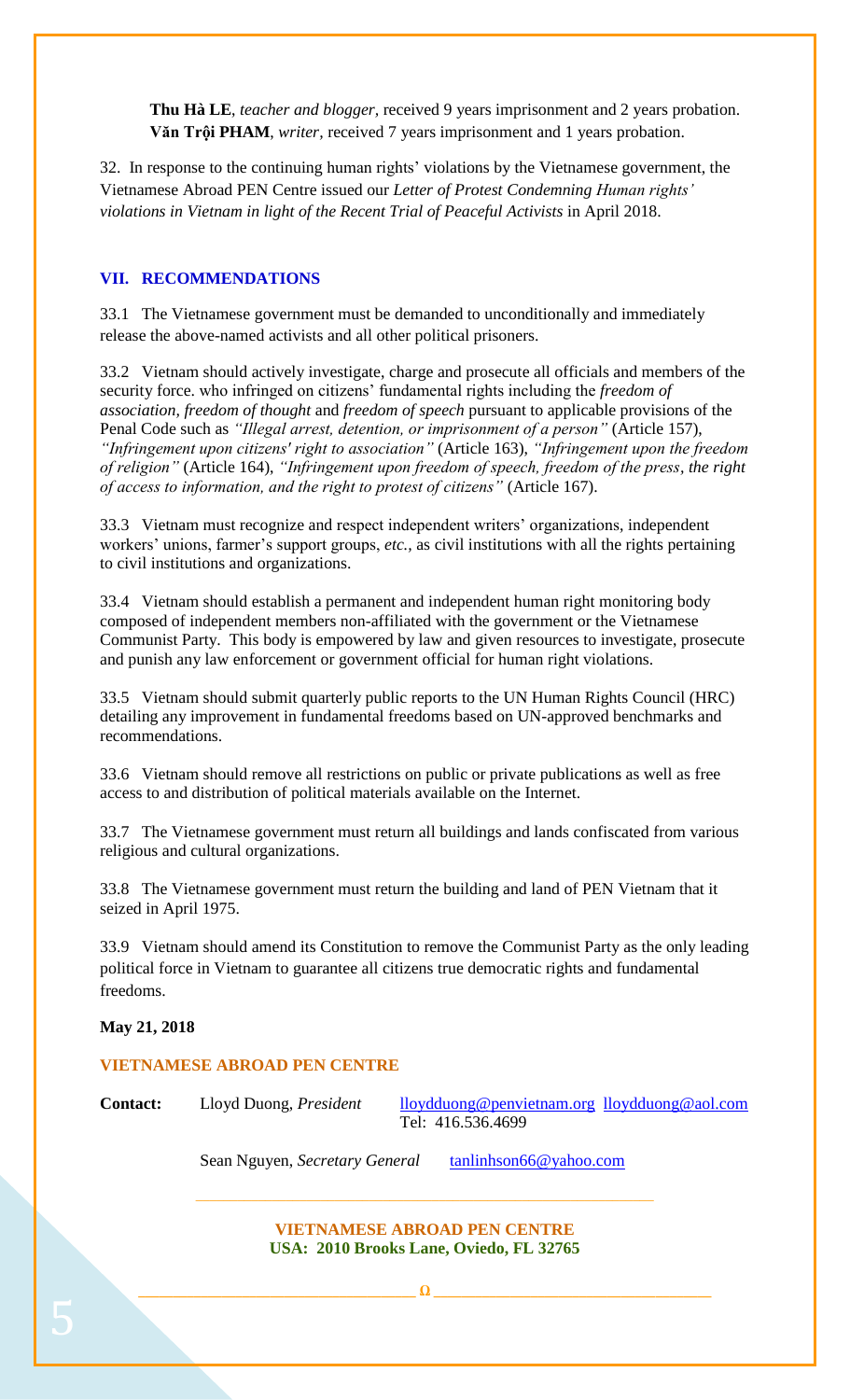**Thu Hà LE**, *teacher and blogger*, received 9 years imprisonment and 2 years probation.
**Văn Trội PHAM**, *writer*, received 7 years imprisonment and 1 years probation.

32. In response to the continuing human rights' violations by the Vietnamese government, the Vietnamese Abroad PEN Centre issued our *Letter of Protest Condemning Human rights' violations in Vietnam in light of the Recent Trial of Peaceful Activists* in April 2018.

## VII. RECOMMENDATIONS

33.1 The Vietnamese government must be demanded to unconditionally and immediately release the above-named activists and all other political prisoners.

33.2 Vietnam should actively investigate, charge and prosecute all officials and members of the security force. who infringed on citizens' fundamental rights including the *freedom of association, freedom of thought* and *freedom of speech* pursuant to applicable provisions of the Penal Code such as *"Illegal arrest, detention, or imprisonment of a person"* (Article 157), *"Infringement upon citizens' right to association"* (Article 163), *"Infringement upon the freedom of religion"* (Article 164), *"Infringement upon freedom of speech, freedom of the press, the right of access to information, and the right to protest of citizens"* (Article 167).

33.3 Vietnam must recognize and respect independent writers' organizations, independent workers' unions, farmer's support groups, *etc.*, as civil institutions with all the rights pertaining to civil institutions and organizations.

33.4 Vietnam should establish a permanent and independent human right monitoring body composed of independent members non-affiliated with the government or the Vietnamese Communist Party. This body is empowered by law and given resources to investigate, prosecute and punish any law enforcement or government official for human right violations.

33.5 Vietnam should submit quarterly public reports to the UN Human Rights Council (HRC) detailing any improvement in fundamental freedoms based on UN-approved benchmarks and recommendations.

33.6 Vietnam should remove all restrictions on public or private publications as well as free access to and distribution of political materials available on the Internet.

33.7 The Vietnamese government must return all buildings and lands confiscated from various religious and cultural organizations.

33.8 The Vietnamese government must return the building and land of PEN Vietnam that it seized in April 1975.

33.9 Vietnam should amend its Constitution to remove the Communist Party as the only leading political force in Vietnam to guarantee all citizens true democratic rights and fundamental freedoms.

**May 21, 2018**

**VIETNAMESE ABROAD PEN CENTRE**

**Contact:** Lloyd Duong, *President* lloydduong@penvietnam.org lloydduong@aol.com
Tel: 416.536.4699

Sean Nguyen, *Secretary General* tanlinhson66@yahoo.com

**VIETNAMESE ABROAD PEN CENTRE**
**USA: 2010 Brooks Lane, Oviedo, FL 32765**

Ω